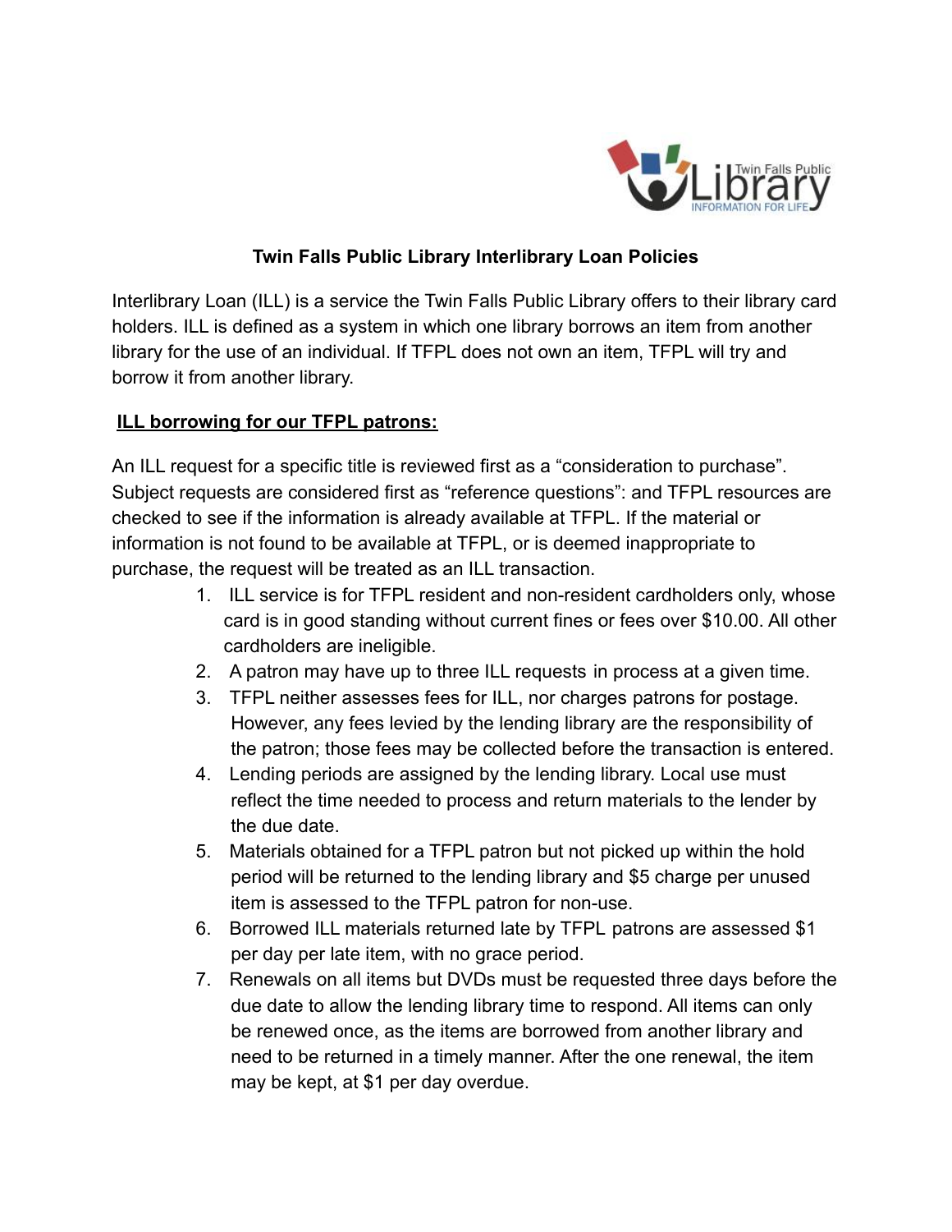# Twin Falls Public Library Interlibrary Loan Policies

Interlibrary Loan (ILL) is a service the Twin Falls Public Library offers to their library card holders. ILL is defined as a system in which one library borrows an item from another library for the use of an individual. If TFPL does not own an item, TFPL will try and borrow it from another library.

## ILL borrowing for our TFPL patrons:

An ILL request for a specific title is reviewed first as a "consideration to purchase". Subject requests are considered first as "reference questions": and TFPL resources are checked to see if the information is already available at TFPL. If the material or information is not found to be available at TFPL, or is deemed inappropriate to purchase, the request will be treated as an ILL transaction.

1. ILL service is for TFPL resident and non-resident cardholders only, whose card is in good standing without current fines or fees over $10.00. All other cardholders are ineligible.
2. A patron may have up to three ILL requests in process at a given time.
3. TFPL neither assesses fees for ILL, nor charges patrons for postage. However, any fees levied by the lending library are the responsibility of the patron; those fees may be collected before the transaction is entered.
4. Lending periods are assigned by the lending library. Local use must reflect the time needed to process and return materials to the lender by the due date.
5. Materials obtained for a TFPL patron but not picked up within the hold period will be returned to the lending library and $5 charge per unused item is assessed to the TFPL patron for non-use.
6. Borrowed ILL materials returned late by TFPL patrons are assessed $1 per day per late item, with no grace period.
7. Renewals on all items but DVDs must be requested three days before the due date to allow the lending library time to respond. All items can only be renewed once, as the items are borrowed from another library and need to be returned in a timely manner. After the one renewal, the item may be kept, at $1 per day overdue.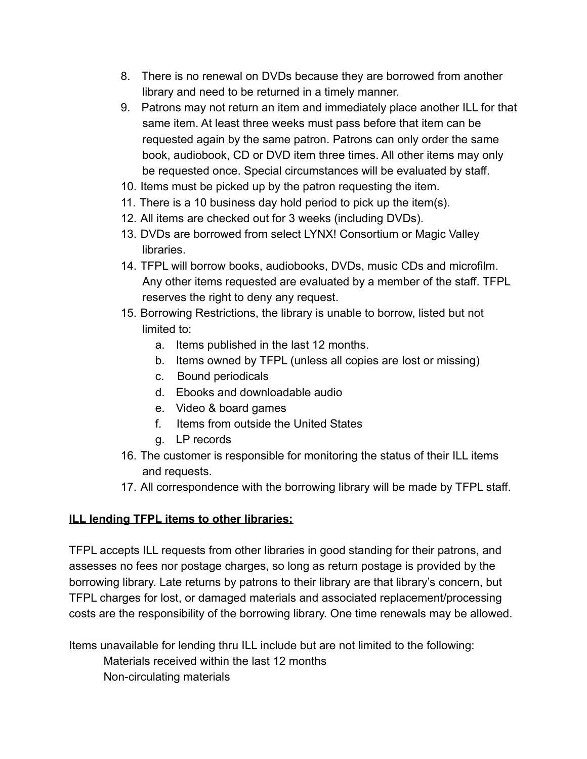8. There is no renewal on DVDs because they are borrowed from another library and need to be returned in a timely manner.
9. Patrons may not return an item and immediately place another ILL for that same item. At least three weeks must pass before that item can be requested again by the same patron. Patrons can only order the same book, audiobook, CD or DVD item three times. All other items may only be requested once. Special circumstances will be evaluated by staff.
10. Items must be picked up by the patron requesting the item.
11. There is a 10 business day hold period to pick up the item(s).
12. All items are checked out for 3 weeks (including DVDs).
13. DVDs are borrowed from select LYNX! Consortium or Magic Valley libraries.
14. TFPL will borrow books, audiobooks, DVDs, music CDs and microfilm. Any other items requested are evaluated by a member of the staff. TFPL reserves the right to deny any request.
15. Borrowing Restrictions, the library is unable to borrow, listed but not limited to:
    a. Items published in the last 12 months.
    b. Items owned by TFPL (unless all copies are lost or missing)
    c. Bound periodicals
    d. Ebooks and downloadable audio
    e. Video & board games
    f. Items from outside the United States
    g. LP records
16. The customer is responsible for monitoring the status of their ILL items and requests.
17. All correspondence with the borrowing library will be made by TFPL staff.

**ILL lending TFPL items to other libraries:**

TFPL accepts ILL requests from other libraries in good standing for their patrons, and assesses no fees nor postage charges, so long as return postage is provided by the borrowing library. Late returns by patrons to their library are that library's concern, but TFPL charges for lost, or damaged materials and associated replacement/processing costs are the responsibility of the borrowing library. One time renewals may be allowed.

Items unavailable for lending thru ILL include but are not limited to the following:

Materials received within the last 12 months
Non-circulating materials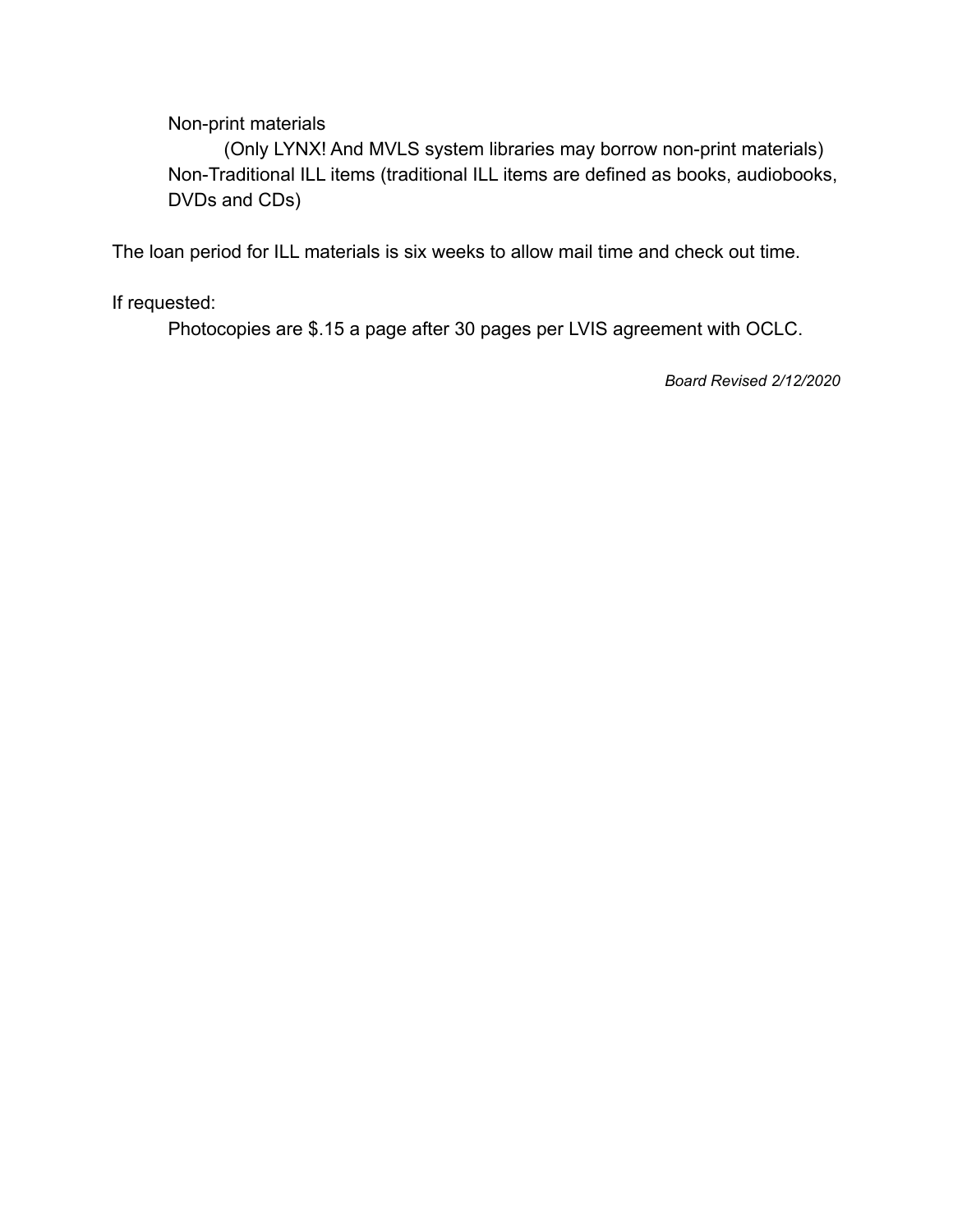Non-print materials

(Only LYNX! And MVLS system libraries may borrow non-print materials)

Non-Traditional ILL items (traditional ILL items are defined as books, audiobooks, DVDs and CDs)

The loan period for ILL materials is six weeks to allow mail time and check out time.

If requested:

Photocopies are $.15 a page after 30 pages per LVIS agreement with OCLC.

*Board Revised 2/12/2020*